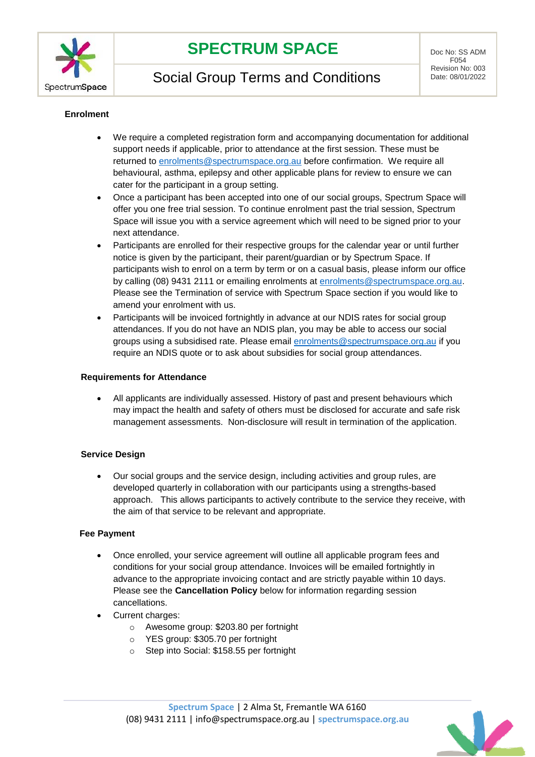# SPECTRUM SPACE

## Social Group Terms and Conditions

Doc No: SS ADM F054
Revision No: 003
Date: 08/01/2022

**Enrolment**

- We require a completed registration form and accompanying documentation for additional support needs if applicable, prior to attendance at the first session. These must be returned to enrolments@spectrumspace.org.au before confirmation. We require all behavioural, asthma, epilepsy and other applicable plans for review to ensure we can cater for the participant in a group setting.
- Once a participant has been accepted into one of our social groups, Spectrum Space will offer you one free trial session. To continue enrolment past the trial session, Spectrum Space will issue you with a service agreement which will need to be signed prior to your next attendance.
- Participants are enrolled for their respective groups for the calendar year or until further notice is given by the participant, their parent/guardian or by Spectrum Space. If participants wish to enrol on a term by term or on a casual basis, please inform our office by calling (08) 9431 2111 or emailing enrolments at enrolments@spectrumspace.org.au. Please see the Termination of service with Spectrum Space section if you would like to amend your enrolment with us.
- Participants will be invoiced fortnightly in advance at our NDIS rates for social group attendances. If you do not have an NDIS plan, you may be able to access our social groups using a subsidised rate. Please email enrolments@spectrumspace.org.au if you require an NDIS quote or to ask about subsidies for social group attendances.

**Requirements for Attendance**

- All applicants are individually assessed. History of past and present behaviours which may impact the health and safety of others must be disclosed for accurate and safe risk management assessments. Non-disclosure will result in termination of the application.

**Service Design**

- Our social groups and the service design, including activities and group rules, are developed quarterly in collaboration with our participants using a strengths-based approach. This allows participants to actively contribute to the service they receive, with the aim of that service to be relevant and appropriate.

**Fee Payment**

- Once enrolled, your service agreement will outline all applicable program fees and conditions for your social group attendance. Invoices will be emailed fortnightly in advance to the appropriate invoicing contact and are strictly payable within 10 days. Please see the **Cancellation Policy** below for information regarding session cancellations.
- Current charges:
  - Awesome group: $203.80 per fortnight
  - YES group: $305.70 per fortnight
  - Step into Social: $158.55 per fortnight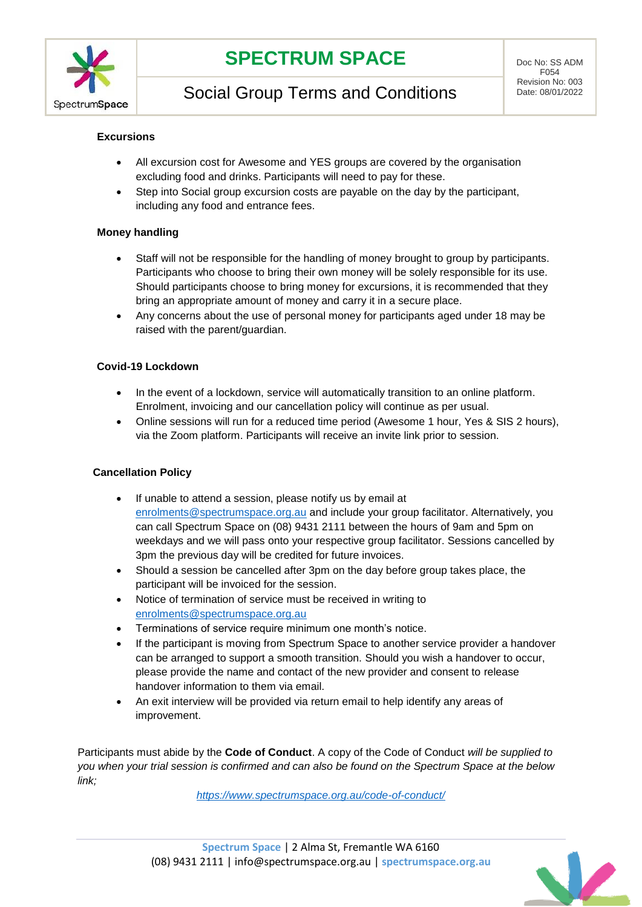#### Excursions

- All excursion cost for Awesome and YES groups are covered by the organisation excluding food and drinks. Participants will need to pay for these.
- Step into Social group excursion costs are payable on the day by the participant, including any food and entrance fees.

#### Money handling

- Staff will not be responsible for the handling of money brought to group by participants. Participants who choose to bring their own money will be solely responsible for its use. Should participants choose to bring money for excursions, it is recommended that they bring an appropriate amount of money and carry it in a secure place.
- Any concerns about the use of personal money for participants aged under 18 may be raised with the parent/guardian.

#### Covid-19 Lockdown

- In the event of a lockdown, service will automatically transition to an online platform. Enrolment, invoicing and our cancellation policy will continue as per usual.
- Online sessions will run for a reduced time period (Awesome 1 hour, Yes & SIS 2 hours), via the Zoom platform. Participants will receive an invite link prior to session.

#### Cancellation Policy

- If unable to attend a session, please notify us by email at enrolments@spectrumspace.org.au and include your group facilitator. Alternatively, you can call Spectrum Space on (08) 9431 2111 between the hours of 9am and 5pm on weekdays and we will pass onto your respective group facilitator. Sessions cancelled by 3pm the previous day will be credited for future invoices.
- Should a session be cancelled after 3pm on the day before group takes place, the participant will be invoiced for the session.
- Notice of termination of service must be received in writing to enrolments@spectrumspace.org.au
- Terminations of service require minimum one month's notice.
- If the participant is moving from Spectrum Space to another service provider a handover can be arranged to support a smooth transition. Should you wish a handover to occur, please provide the name and contact of the new provider and consent to release handover information to them via email.
- An exit interview will be provided via return email to help identify any areas of improvement.

Participants must abide by the **Code of Conduct**. A copy of the Code of Conduct *will be supplied to you when your trial session is confirmed and can also be found on the Spectrum Space at the below link;*

*https://www.spectrumspace.org.au/code-of-conduct/*